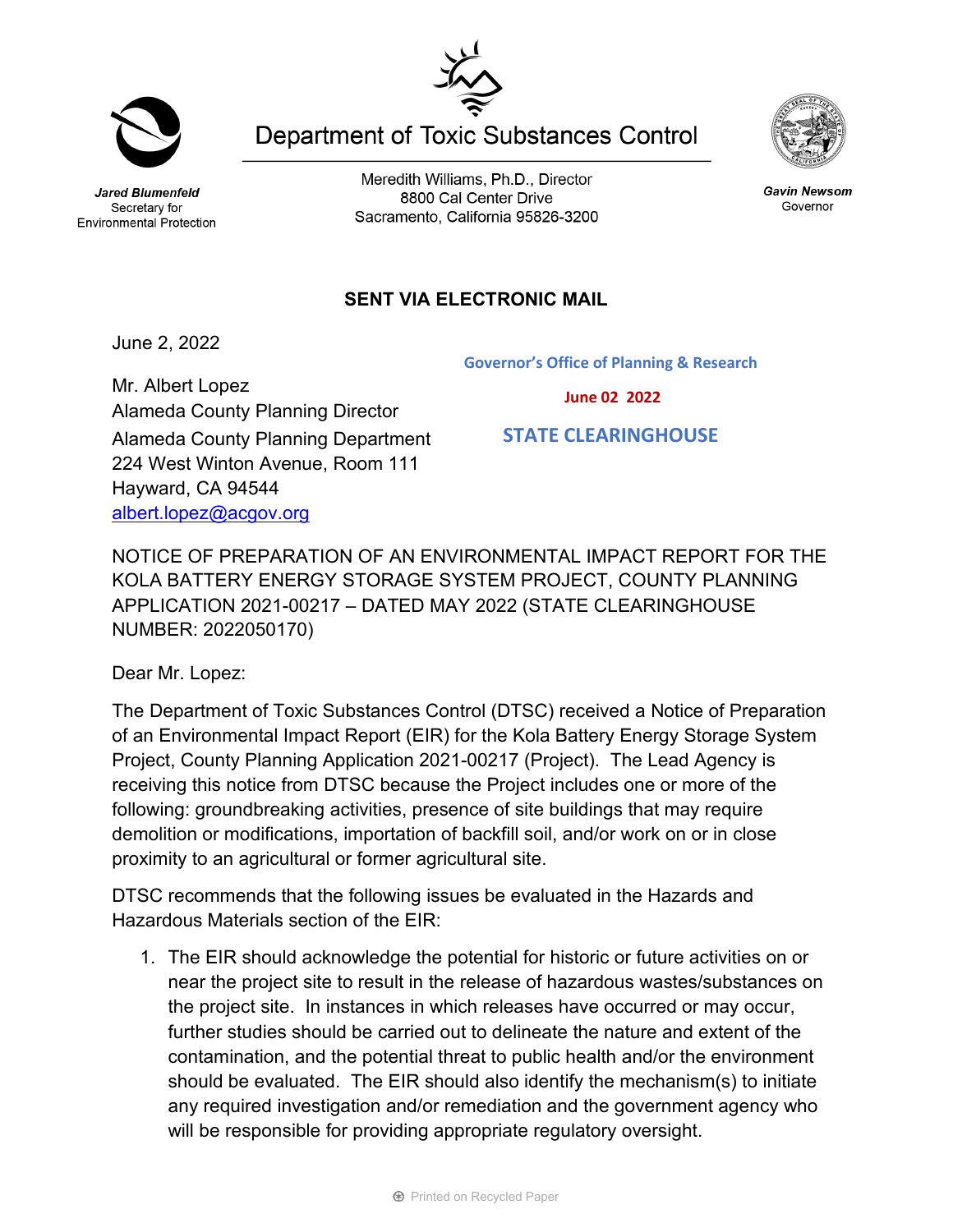Department of Toxic Substances Control

***Jared Blumenfeld***
Secretary for
Environmental Protection

Meredith Williams, Ph.D., Director
8800 Cal Center Drive
Sacramento, California 95826-3200

***Gavin Newsom***
Governor

**SENT VIA ELECTRONIC MAIL**

June 2, 2022

**Governor's Office of Planning & Research**

**June 02 2022**

**STATE CLEARINGHOUSE**

Mr. Albert Lopez
Alameda County Planning Director
Alameda County Planning Department
224 West Winton Avenue, Room 111
Hayward, CA 94544
albert.lopez@acgov.org

NOTICE OF PREPARATION OF AN ENVIRONMENTAL IMPACT REPORT FOR THE KOLA BATTERY ENERGY STORAGE SYSTEM PROJECT, COUNTY PLANNING APPLICATION 2021-00217 – DATED MAY 2022 (STATE CLEARINGHOUSE NUMBER: 2022050170)

Dear Mr. Lopez:

The Department of Toxic Substances Control (DTSC) received a Notice of Preparation of an Environmental Impact Report (EIR) for the Kola Battery Energy Storage System Project, County Planning Application 2021-00217 (Project). The Lead Agency is receiving this notice from DTSC because the Project includes one or more of the following: groundbreaking activities, presence of site buildings that may require demolition or modifications, importation of backfill soil, and/or work on or in close proximity to an agricultural or former agricultural site.

DTSC recommends that the following issues be evaluated in the Hazards and Hazardous Materials section of the EIR:

1. The EIR should acknowledge the potential for historic or future activities on or near the project site to result in the release of hazardous wastes/substances on the project site. In instances in which releases have occurred or may occur, further studies should be carried out to delineate the nature and extent of the contamination, and the potential threat to public health and/or the environment should be evaluated. The EIR should also identify the mechanism(s) to initiate any required investigation and/or remediation and the government agency who will be responsible for providing appropriate regulatory oversight.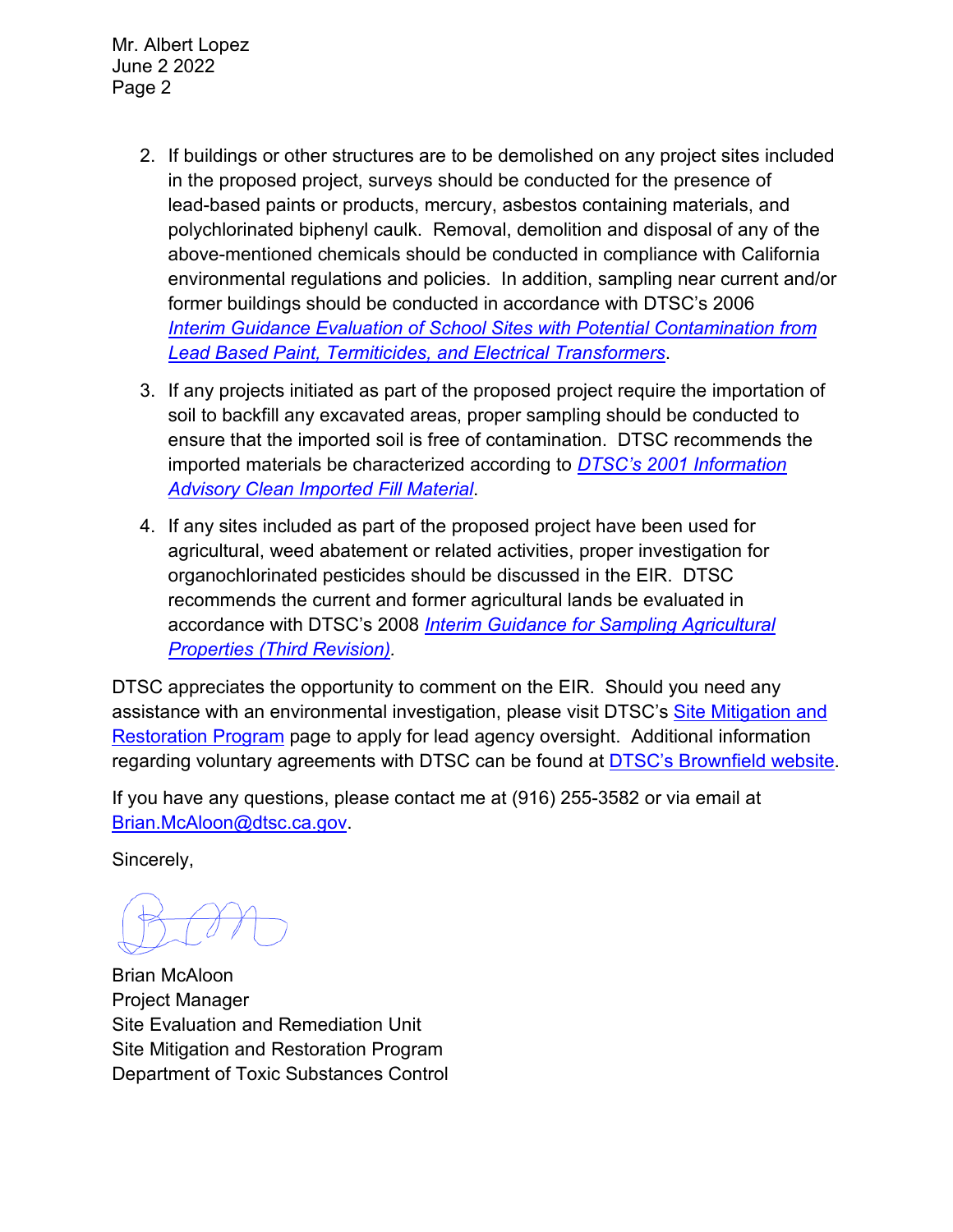2. If buildings or other structures are to be demolished on any project sites included in the proposed project, surveys should be conducted for the presence of lead-based paints or products, mercury, asbestos containing materials, and polychlorinated biphenyl caulk. Removal, demolition and disposal of any of the above-mentioned chemicals should be conducted in compliance with California environmental regulations and policies. In addition, sampling near current and/or former buildings should be conducted in accordance with DTSC's 2006 *Interim Guidance Evaluation of School Sites with Potential Contamination from Lead Based Paint, Termiticides, and Electrical Transformers*.

3. If any projects initiated as part of the proposed project require the importation of soil to backfill any excavated areas, proper sampling should be conducted to ensure that the imported soil is free of contamination. DTSC recommends the imported materials be characterized according to *DTSC's 2001 Information Advisory Clean Imported Fill Material*.

4. If any sites included as part of the proposed project have been used for agricultural, weed abatement or related activities, proper investigation for organochlorinated pesticides should be discussed in the EIR. DTSC recommends the current and former agricultural lands be evaluated in accordance with DTSC's 2008 *Interim Guidance for Sampling Agricultural Properties (Third Revision)*.

DTSC appreciates the opportunity to comment on the EIR. Should you need any assistance with an environmental investigation, please visit DTSC's Site Mitigation and Restoration Program page to apply for lead agency oversight. Additional information regarding voluntary agreements with DTSC can be found at DTSC's Brownfield website.

If you have any questions, please contact me at (916) 255-3582 or via email at Brian.McAloon@dtsc.ca.gov.

Sincerely,

Brian McAloon
Project Manager
Site Evaluation and Remediation Unit
Site Mitigation and Restoration Program
Department of Toxic Substances Control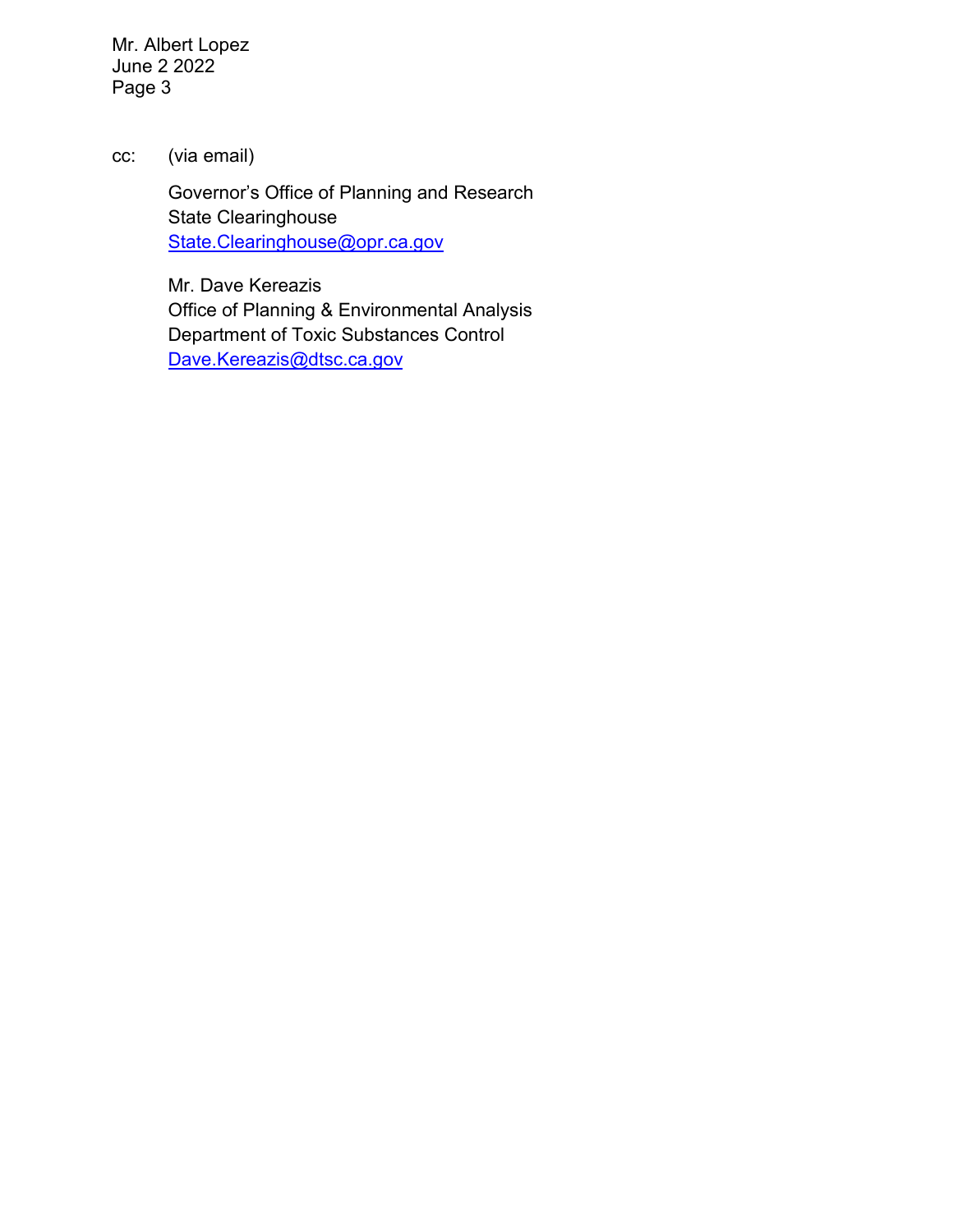cc: (via email)

Governor's Office of Planning and Research
State Clearinghouse
State.Clearinghouse@opr.ca.gov

Mr. Dave Kereazis
Office of Planning & Environmental Analysis
Department of Toxic Substances Control
Dave.Kereazis@dtsc.ca.gov